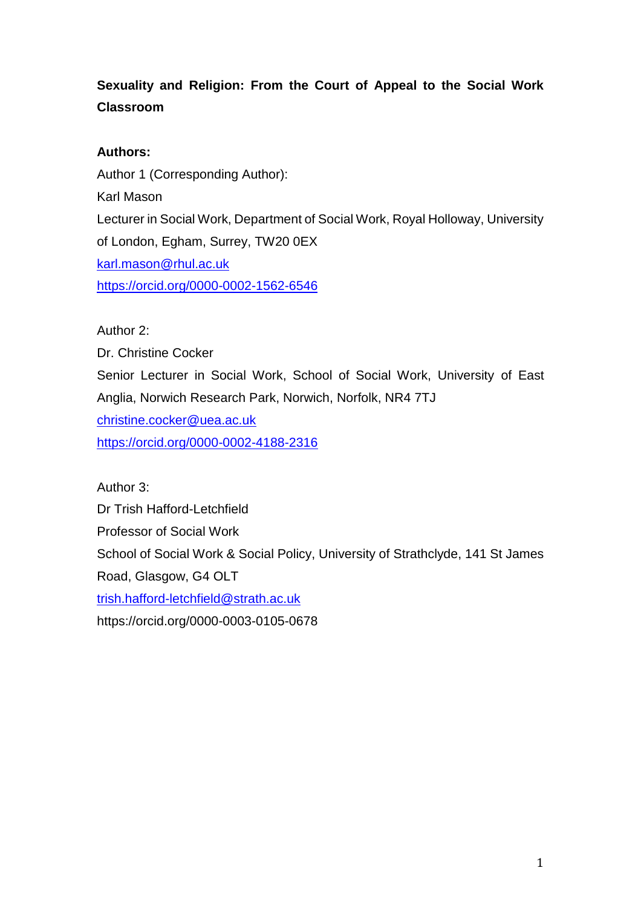**Sexuality and Religion: From the Court of Appeal to the Social Work Classroom**

**Authors:**

Author 1 (Corresponding Author):

Karl Mason

Lecturer in Social Work, Department of Social Work, Royal Holloway, University of London, Egham, Surrey, TW20 0EX

karl.mason@rhul.ac.uk

https://orcid.org/0000-0002-1562-6546

Author 2:

Dr. Christine Cocker

Senior Lecturer in Social Work, School of Social Work, University of East Anglia, Norwich Research Park, Norwich, Norfolk, NR4 7TJ

christine.cocker@uea.ac.uk

https://orcid.org/0000-0002-4188-2316

Author 3:

Dr Trish Hafford-Letchfield

Professor of Social Work

School of Social Work & Social Policy, University of Strathclyde, 141 St James Road, Glasgow, G4 OLT

trish.hafford-letchfield@strath.ac.uk

https://orcid.org/0000-0003-0105-0678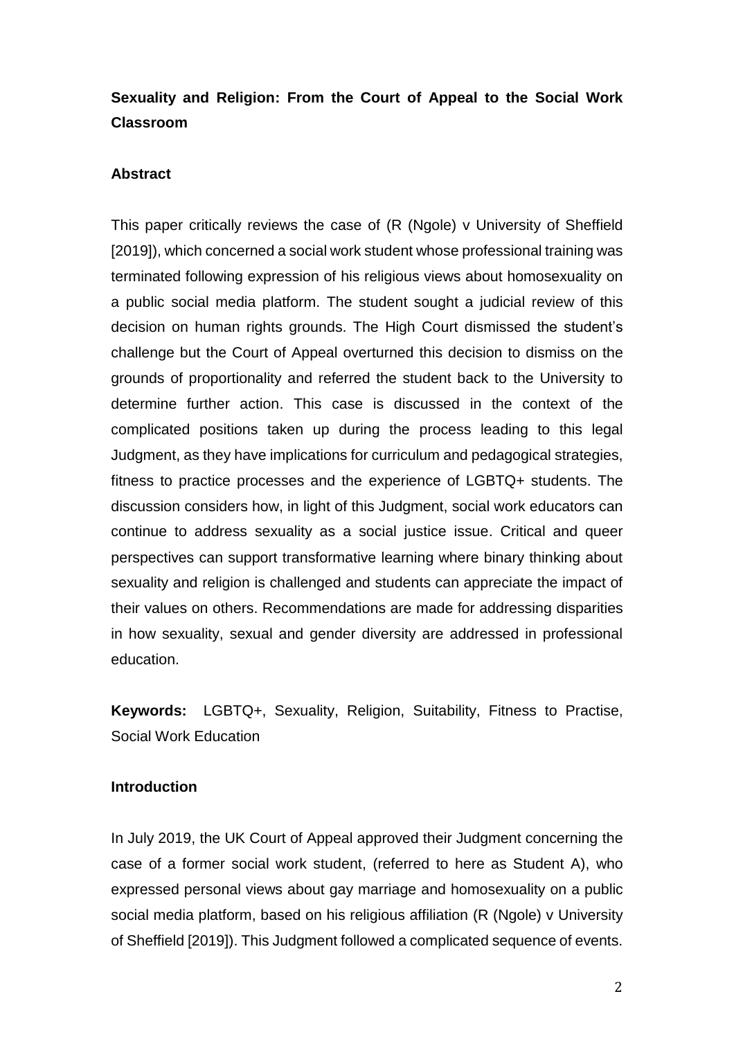# Sexuality and Religion: From the Court of Appeal to the Social Work Classroom

## Abstract

This paper critically reviews the case of (R (Ngole) v University of Sheffield [2019]), which concerned a social work student whose professional training was terminated following expression of his religious views about homosexuality on a public social media platform. The student sought a judicial review of this decision on human rights grounds. The High Court dismissed the student's challenge but the Court of Appeal overturned this decision to dismiss on the grounds of proportionality and referred the student back to the University to determine further action. This case is discussed in the context of the complicated positions taken up during the process leading to this legal Judgment, as they have implications for curriculum and pedagogical strategies, fitness to practice processes and the experience of LGBTQ+ students. The discussion considers how, in light of this Judgment, social work educators can continue to address sexuality as a social justice issue. Critical and queer perspectives can support transformative learning where binary thinking about sexuality and religion is challenged and students can appreciate the impact of their values on others. Recommendations are made for addressing disparities in how sexuality, sexual and gender diversity are addressed in professional education.

**Keywords:** LGBTQ+, Sexuality, Religion, Suitability, Fitness to Practise, Social Work Education

## Introduction

In July 2019, the UK Court of Appeal approved their Judgment concerning the case of a former social work student, (referred to here as Student A), who expressed personal views about gay marriage and homosexuality on a public social media platform, based on his religious affiliation (R (Ngole) v University of Sheffield [2019]). This Judgment followed a complicated sequence of events.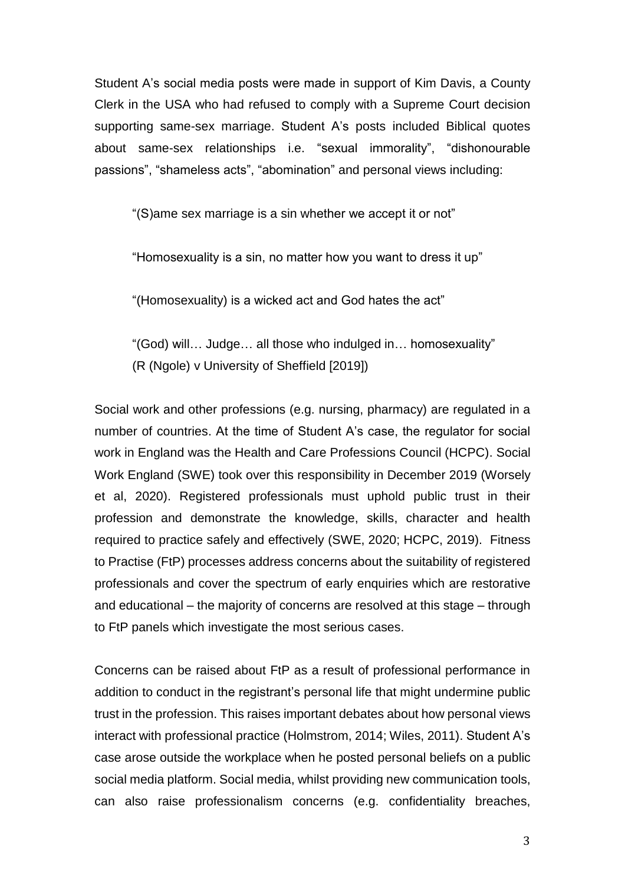Student A's social media posts were made in support of Kim Davis, a County Clerk in the USA who had refused to comply with a Supreme Court decision supporting same-sex marriage. Student A's posts included Biblical quotes about same-sex relationships i.e. "sexual immorality", "dishonourable passions", "shameless acts", "abomination" and personal views including:

> "(S)ame sex marriage is a sin whether we accept it or not"
>
> "Homosexuality is a sin, no matter how you want to dress it up"
>
> "(Homosexuality) is a wicked act and God hates the act"
>
> "(God) will… Judge… all those who indulged in… homosexuality"
> (R (Ngole) v University of Sheffield [2019])

Social work and other professions (e.g. nursing, pharmacy) are regulated in a number of countries. At the time of Student A's case, the regulator for social work in England was the Health and Care Professions Council (HCPC). Social Work England (SWE) took over this responsibility in December 2019 (Worsely et al, 2020). Registered professionals must uphold public trust in their profession and demonstrate the knowledge, skills, character and health required to practice safely and effectively (SWE, 2020; HCPC, 2019). Fitness to Practise (FtP) processes address concerns about the suitability of registered professionals and cover the spectrum of early enquiries which are restorative and educational – the majority of concerns are resolved at this stage – through to FtP panels which investigate the most serious cases.

Concerns can be raised about FtP as a result of professional performance in addition to conduct in the registrant's personal life that might undermine public trust in the profession. This raises important debates about how personal views interact with professional practice (Holmstrom, 2014; Wiles, 2011). Student A's case arose outside the workplace when he posted personal beliefs on a public social media platform. Social media, whilst providing new communication tools, can also raise professionalism concerns (e.g. confidentiality breaches,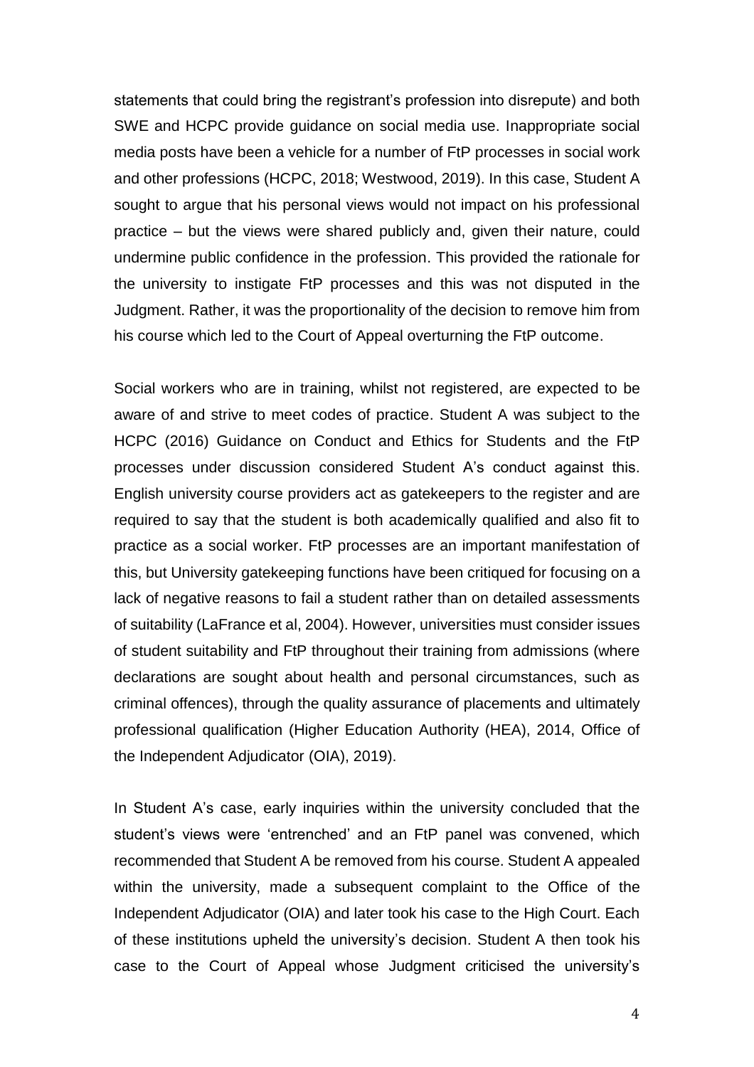statements that could bring the registrant's profession into disrepute) and both SWE and HCPC provide guidance on social media use. Inappropriate social media posts have been a vehicle for a number of FtP processes in social work and other professions (HCPC, 2018; Westwood, 2019). In this case, Student A sought to argue that his personal views would not impact on his professional practice – but the views were shared publicly and, given their nature, could undermine public confidence in the profession. This provided the rationale for the university to instigate FtP processes and this was not disputed in the Judgment. Rather, it was the proportionality of the decision to remove him from his course which led to the Court of Appeal overturning the FtP outcome.

Social workers who are in training, whilst not registered, are expected to be aware of and strive to meet codes of practice. Student A was subject to the HCPC (2016) Guidance on Conduct and Ethics for Students and the FtP processes under discussion considered Student A's conduct against this. English university course providers act as gatekeepers to the register and are required to say that the student is both academically qualified and also fit to practice as a social worker. FtP processes are an important manifestation of this, but University gatekeeping functions have been critiqued for focusing on a lack of negative reasons to fail a student rather than on detailed assessments of suitability (LaFrance et al, 2004). However, universities must consider issues of student suitability and FtP throughout their training from admissions (where declarations are sought about health and personal circumstances, such as criminal offences), through the quality assurance of placements and ultimately professional qualification (Higher Education Authority (HEA), 2014, Office of the Independent Adjudicator (OIA), 2019).

In Student A's case, early inquiries within the university concluded that the student's views were 'entrenched' and an FtP panel was convened, which recommended that Student A be removed from his course. Student A appealed within the university, made a subsequent complaint to the Office of the Independent Adjudicator (OIA) and later took his case to the High Court. Each of these institutions upheld the university's decision. Student A then took his case to the Court of Appeal whose Judgment criticised the university's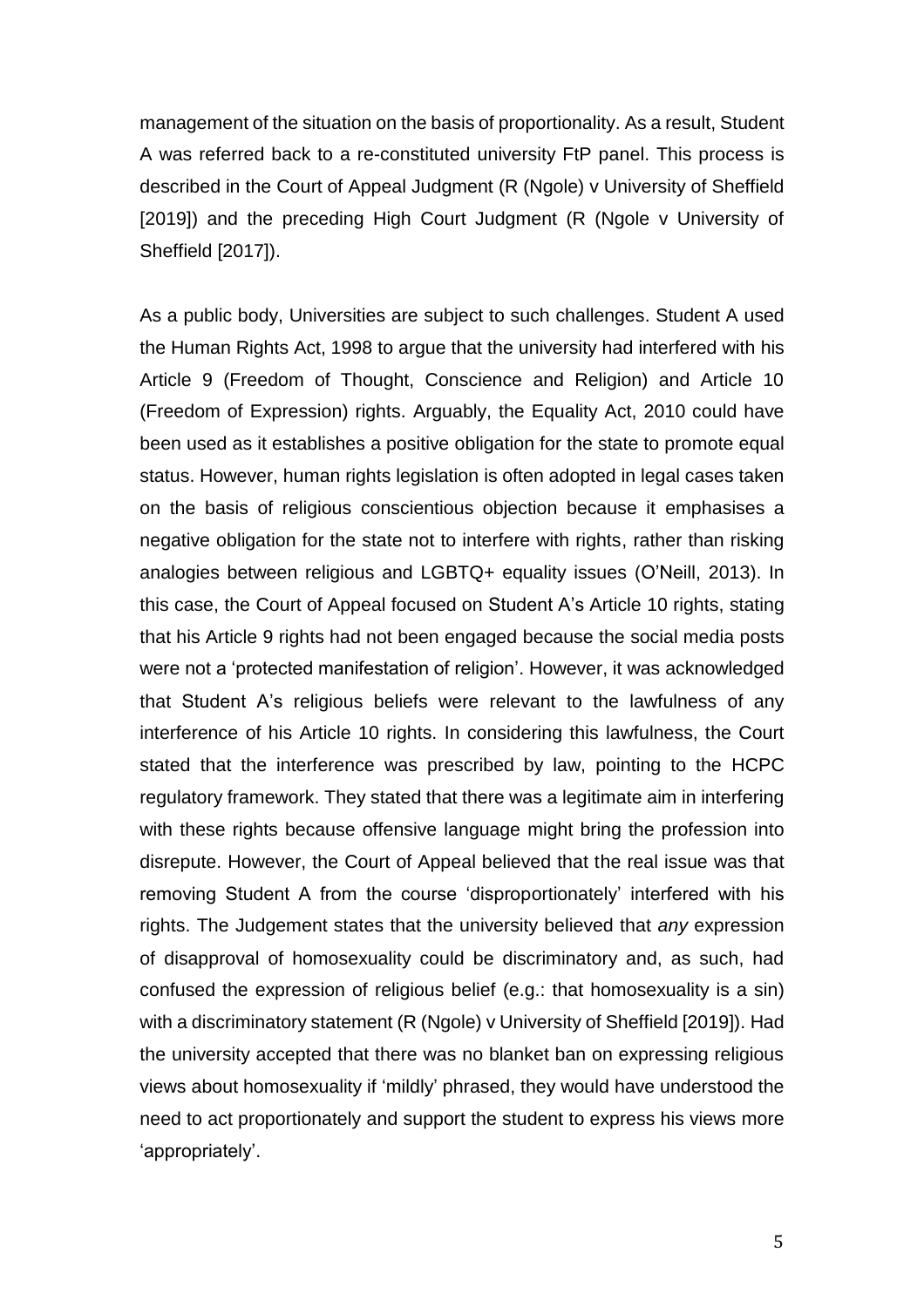management of the situation on the basis of proportionality. As a result, Student A was referred back to a re-constituted university FtP panel. This process is described in the Court of Appeal Judgment (R (Ngole) v University of Sheffield [2019]) and the preceding High Court Judgment (R (Ngole v University of Sheffield [2017]).

As a public body, Universities are subject to such challenges. Student A used the Human Rights Act, 1998 to argue that the university had interfered with his Article 9 (Freedom of Thought, Conscience and Religion) and Article 10 (Freedom of Expression) rights. Arguably, the Equality Act, 2010 could have been used as it establishes a positive obligation for the state to promote equal status. However, human rights legislation is often adopted in legal cases taken on the basis of religious conscientious objection because it emphasises a negative obligation for the state not to interfere with rights, rather than risking analogies between religious and LGBTQ+ equality issues (O'Neill, 2013). In this case, the Court of Appeal focused on Student A's Article 10 rights, stating that his Article 9 rights had not been engaged because the social media posts were not a 'protected manifestation of religion'. However, it was acknowledged that Student A's religious beliefs were relevant to the lawfulness of any interference of his Article 10 rights. In considering this lawfulness, the Court stated that the interference was prescribed by law, pointing to the HCPC regulatory framework. They stated that there was a legitimate aim in interfering with these rights because offensive language might bring the profession into disrepute. However, the Court of Appeal believed that the real issue was that removing Student A from the course 'disproportionately' interfered with his rights. The Judgement states that the university believed that *any* expression of disapproval of homosexuality could be discriminatory and, as such, had confused the expression of religious belief (e.g.: that homosexuality is a sin) with a discriminatory statement (R (Ngole) v University of Sheffield [2019]). Had the university accepted that there was no blanket ban on expressing religious views about homosexuality if 'mildly' phrased, they would have understood the need to act proportionately and support the student to express his views more 'appropriately'.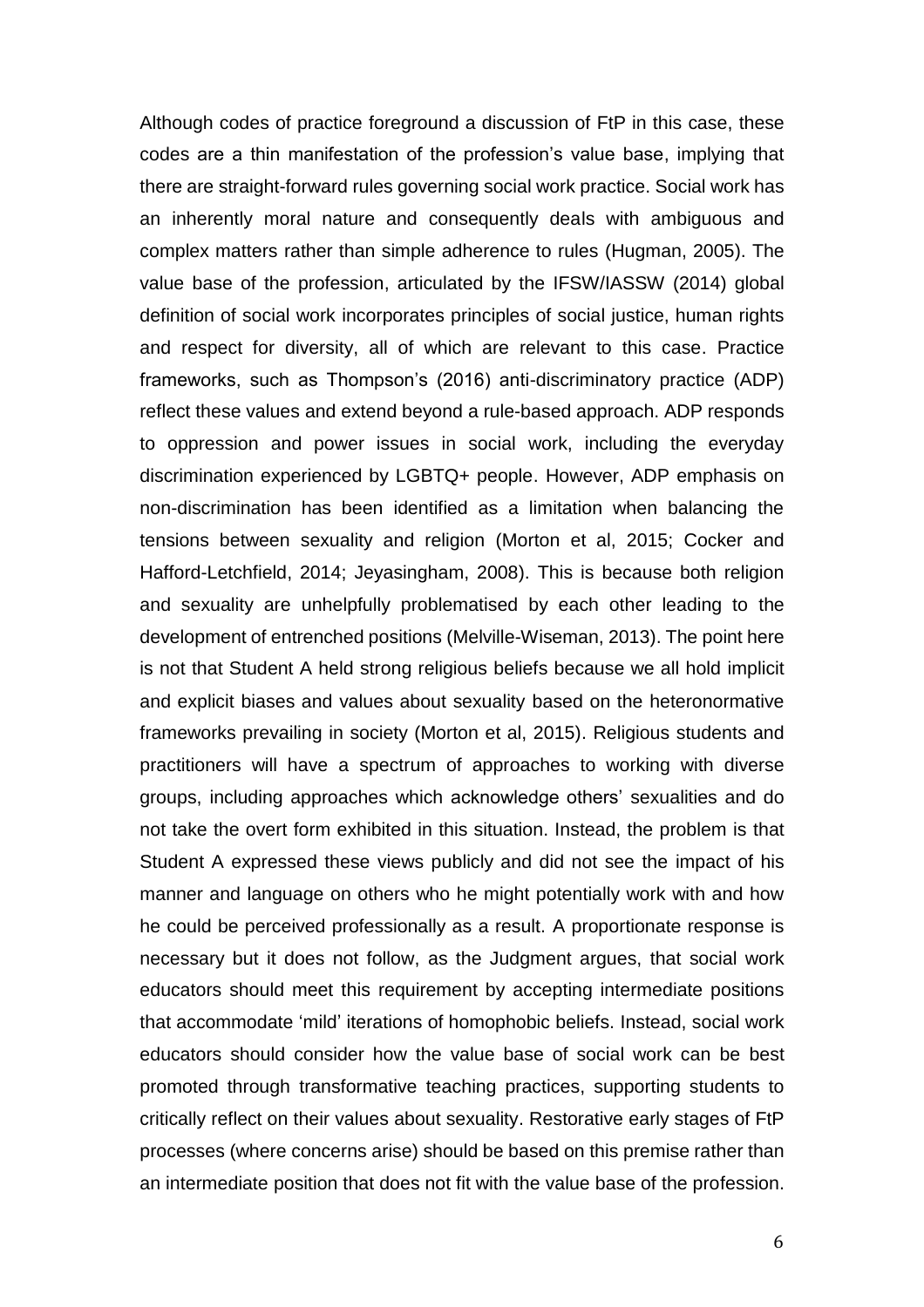Although codes of practice foreground a discussion of FtP in this case, these codes are a thin manifestation of the profession's value base, implying that there are straight-forward rules governing social work practice. Social work has an inherently moral nature and consequently deals with ambiguous and complex matters rather than simple adherence to rules (Hugman, 2005). The value base of the profession, articulated by the IFSW/IASSW (2014) global definition of social work incorporates principles of social justice, human rights and respect for diversity, all of which are relevant to this case. Practice frameworks, such as Thompson's (2016) anti-discriminatory practice (ADP) reflect these values and extend beyond a rule-based approach. ADP responds to oppression and power issues in social work, including the everyday discrimination experienced by LGBTQ+ people. However, ADP emphasis on non-discrimination has been identified as a limitation when balancing the tensions between sexuality and religion (Morton et al, 2015; Cocker and Hafford-Letchfield, 2014; Jeyasingham, 2008). This is because both religion and sexuality are unhelpfully problematised by each other leading to the development of entrenched positions (Melville-Wiseman, 2013). The point here is not that Student A held strong religious beliefs because we all hold implicit and explicit biases and values about sexuality based on the heteronormative frameworks prevailing in society (Morton et al, 2015). Religious students and practitioners will have a spectrum of approaches to working with diverse groups, including approaches which acknowledge others' sexualities and do not take the overt form exhibited in this situation. Instead, the problem is that Student A expressed these views publicly and did not see the impact of his manner and language on others who he might potentially work with and how he could be perceived professionally as a result. A proportionate response is necessary but it does not follow, as the Judgment argues, that social work educators should meet this requirement by accepting intermediate positions that accommodate 'mild' iterations of homophobic beliefs. Instead, social work educators should consider how the value base of social work can be best promoted through transformative teaching practices, supporting students to critically reflect on their values about sexuality. Restorative early stages of FtP processes (where concerns arise) should be based on this premise rather than an intermediate position that does not fit with the value base of the profession.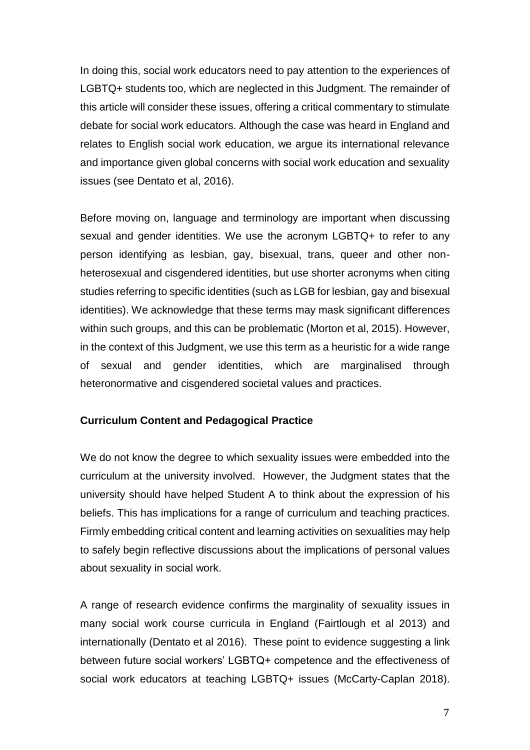In doing this, social work educators need to pay attention to the experiences of LGBTQ+ students too, which are neglected in this Judgment. The remainder of this article will consider these issues, offering a critical commentary to stimulate debate for social work educators. Although the case was heard in England and relates to English social work education, we argue its international relevance and importance given global concerns with social work education and sexuality issues (see Dentato et al, 2016).

Before moving on, language and terminology are important when discussing sexual and gender identities. We use the acronym LGBTQ+ to refer to any person identifying as lesbian, gay, bisexual, trans, queer and other non-heterosexual and cisgendered identities, but use shorter acronyms when citing studies referring to specific identities (such as LGB for lesbian, gay and bisexual identities). We acknowledge that these terms may mask significant differences within such groups, and this can be problematic (Morton et al, 2015). However, in the context of this Judgment, we use this term as a heuristic for a wide range of sexual and gender identities, which are marginalised through heteronormative and cisgendered societal values and practices.

## Curriculum Content and Pedagogical Practice

We do not know the degree to which sexuality issues were embedded into the curriculum at the university involved. However, the Judgment states that the university should have helped Student A to think about the expression of his beliefs. This has implications for a range of curriculum and teaching practices. Firmly embedding critical content and learning activities on sexualities may help to safely begin reflective discussions about the implications of personal values about sexuality in social work.

A range of research evidence confirms the marginality of sexuality issues in many social work course curricula in England (Fairtlough et al 2013) and internationally (Dentato et al 2016). These point to evidence suggesting a link between future social workers' LGBTQ+ competence and the effectiveness of social work educators at teaching LGBTQ+ issues (McCarty-Caplan 2018).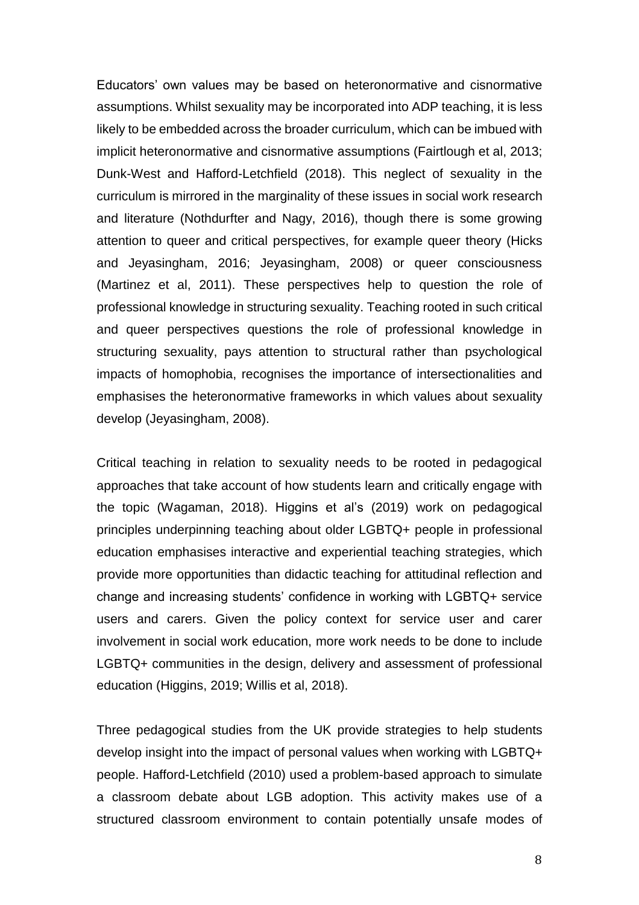Educators' own values may be based on heteronormative and cisnormative assumptions. Whilst sexuality may be incorporated into ADP teaching, it is less likely to be embedded across the broader curriculum, which can be imbued with implicit heteronormative and cisnormative assumptions (Fairtlough et al, 2013; Dunk-West and Hafford-Letchfield (2018). This neglect of sexuality in the curriculum is mirrored in the marginality of these issues in social work research and literature (Nothdurfter and Nagy, 2016), though there is some growing attention to queer and critical perspectives, for example queer theory (Hicks and Jeyasingham, 2016; Jeyasingham, 2008) or queer consciousness (Martinez et al, 2011). These perspectives help to question the role of professional knowledge in structuring sexuality. Teaching rooted in such critical and queer perspectives questions the role of professional knowledge in structuring sexuality, pays attention to structural rather than psychological impacts of homophobia, recognises the importance of intersectionalities and emphasises the heteronormative frameworks in which values about sexuality develop (Jeyasingham, 2008).

Critical teaching in relation to sexuality needs to be rooted in pedagogical approaches that take account of how students learn and critically engage with the topic (Wagaman, 2018). Higgins et al's (2019) work on pedagogical principles underpinning teaching about older LGBTQ+ people in professional education emphasises interactive and experiential teaching strategies, which provide more opportunities than didactic teaching for attitudinal reflection and change and increasing students' confidence in working with LGBTQ+ service users and carers. Given the policy context for service user and carer involvement in social work education, more work needs to be done to include LGBTQ+ communities in the design, delivery and assessment of professional education (Higgins, 2019; Willis et al, 2018).

Three pedagogical studies from the UK provide strategies to help students develop insight into the impact of personal values when working with LGBTQ+ people. Hafford-Letchfield (2010) used a problem-based approach to simulate a classroom debate about LGB adoption. This activity makes use of a structured classroom environment to contain potentially unsafe modes of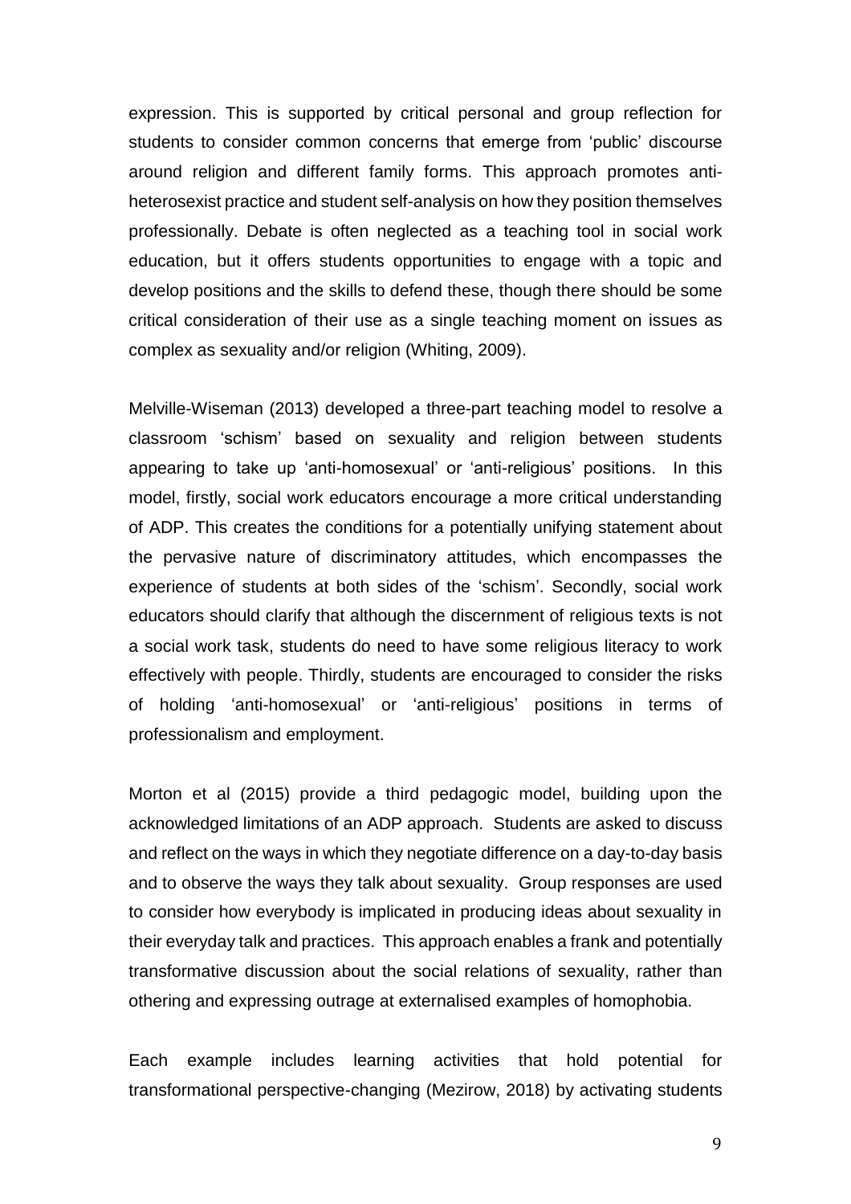expression. This is supported by critical personal and group reflection for students to consider common concerns that emerge from 'public' discourse around religion and different family forms. This approach promotes anti-heterosexist practice and student self-analysis on how they position themselves professionally. Debate is often neglected as a teaching tool in social work education, but it offers students opportunities to engage with a topic and develop positions and the skills to defend these, though there should be some critical consideration of their use as a single teaching moment on issues as complex as sexuality and/or religion (Whiting, 2009).

Melville-Wiseman (2013) developed a three-part teaching model to resolve a classroom 'schism' based on sexuality and religion between students appearing to take up 'anti-homosexual' or 'anti-religious' positions. In this model, firstly, social work educators encourage a more critical understanding of ADP. This creates the conditions for a potentially unifying statement about the pervasive nature of discriminatory attitudes, which encompasses the experience of students at both sides of the 'schism'. Secondly, social work educators should clarify that although the discernment of religious texts is not a social work task, students do need to have some religious literacy to work effectively with people. Thirdly, students are encouraged to consider the risks of holding 'anti-homosexual' or 'anti-religious' positions in terms of professionalism and employment.

Morton et al (2015) provide a third pedagogic model, building upon the acknowledged limitations of an ADP approach. Students are asked to discuss and reflect on the ways in which they negotiate difference on a day-to-day basis and to observe the ways they talk about sexuality. Group responses are used to consider how everybody is implicated in producing ideas about sexuality in their everyday talk and practices. This approach enables a frank and potentially transformative discussion about the social relations of sexuality, rather than othering and expressing outrage at externalised examples of homophobia.

Each example includes learning activities that hold potential for transformational perspective-changing (Mezirow, 2018) by activating students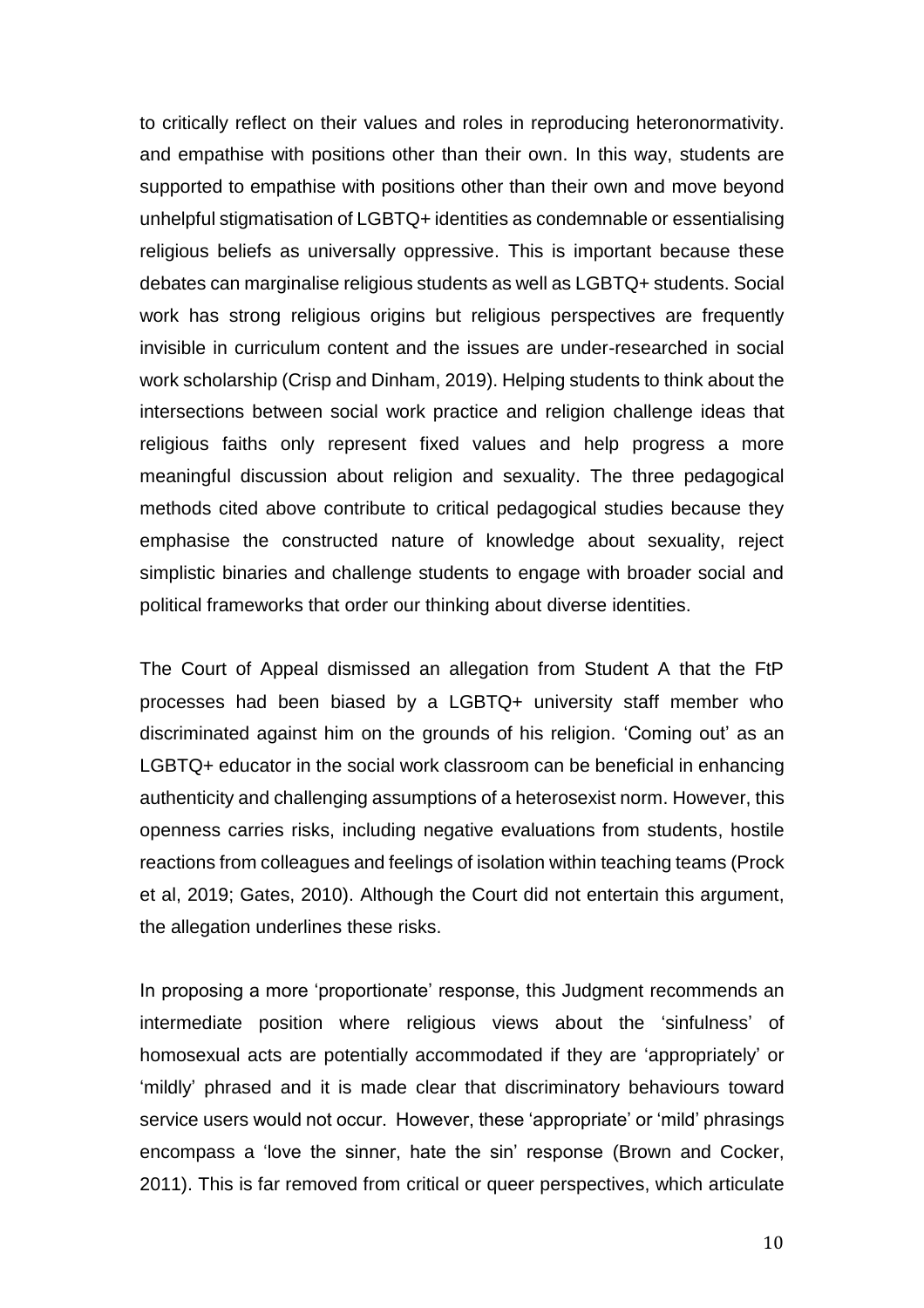to critically reflect on their values and roles in reproducing heteronormativity. and empathise with positions other than their own. In this way, students are supported to empathise with positions other than their own and move beyond unhelpful stigmatisation of LGBTQ+ identities as condemnable or essentialising religious beliefs as universally oppressive. This is important because these debates can marginalise religious students as well as LGBTQ+ students. Social work has strong religious origins but religious perspectives are frequently invisible in curriculum content and the issues are under-researched in social work scholarship (Crisp and Dinham, 2019). Helping students to think about the intersections between social work practice and religion challenge ideas that religious faiths only represent fixed values and help progress a more meaningful discussion about religion and sexuality. The three pedagogical methods cited above contribute to critical pedagogical studies because they emphasise the constructed nature of knowledge about sexuality, reject simplistic binaries and challenge students to engage with broader social and political frameworks that order our thinking about diverse identities.

The Court of Appeal dismissed an allegation from Student A that the FtP processes had been biased by a LGBTQ+ university staff member who discriminated against him on the grounds of his religion. 'Coming out' as an LGBTQ+ educator in the social work classroom can be beneficial in enhancing authenticity and challenging assumptions of a heterosexist norm. However, this openness carries risks, including negative evaluations from students, hostile reactions from colleagues and feelings of isolation within teaching teams (Prock et al, 2019; Gates, 2010). Although the Court did not entertain this argument, the allegation underlines these risks.

In proposing a more 'proportionate' response, this Judgment recommends an intermediate position where religious views about the 'sinfulness' of homosexual acts are potentially accommodated if they are 'appropriately' or 'mildly' phrased and it is made clear that discriminatory behaviours toward service users would not occur. However, these 'appropriate' or 'mild' phrasings encompass a 'love the sinner, hate the sin' response (Brown and Cocker, 2011). This is far removed from critical or queer perspectives, which articulate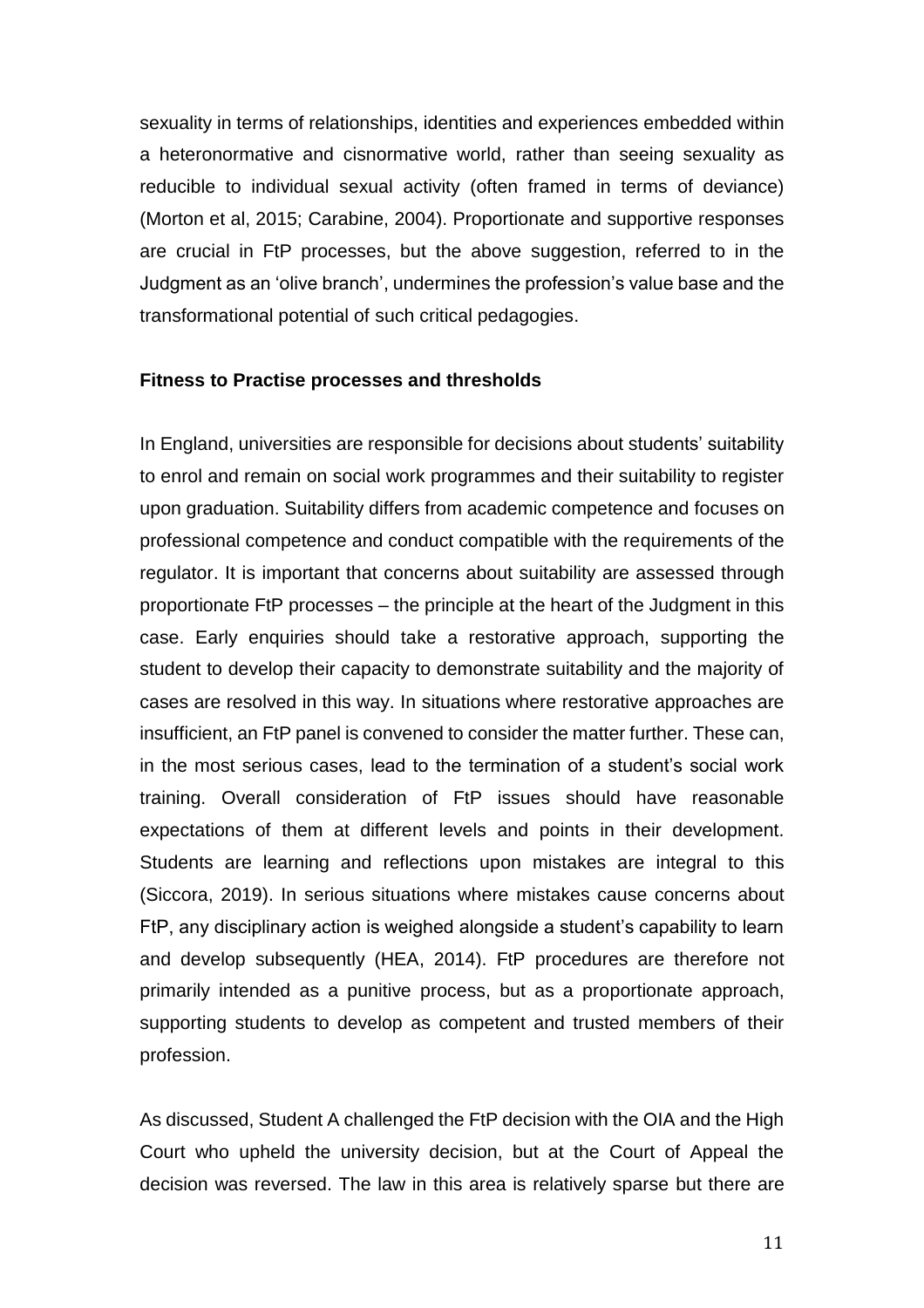sexuality in terms of relationships, identities and experiences embedded within a heteronormative and cisnormative world, rather than seeing sexuality as reducible to individual sexual activity (often framed in terms of deviance) (Morton et al, 2015; Carabine, 2004). Proportionate and supportive responses are crucial in FtP processes, but the above suggestion, referred to in the Judgment as an 'olive branch', undermines the profession's value base and the transformational potential of such critical pedagogies.

**Fitness to Practise processes and thresholds**

In England, universities are responsible for decisions about students' suitability to enrol and remain on social work programmes and their suitability to register upon graduation. Suitability differs from academic competence and focuses on professional competence and conduct compatible with the requirements of the regulator. It is important that concerns about suitability are assessed through proportionate FtP processes – the principle at the heart of the Judgment in this case. Early enquiries should take a restorative approach, supporting the student to develop their capacity to demonstrate suitability and the majority of cases are resolved in this way. In situations where restorative approaches are insufficient, an FtP panel is convened to consider the matter further. These can, in the most serious cases, lead to the termination of a student's social work training. Overall consideration of FtP issues should have reasonable expectations of them at different levels and points in their development. Students are learning and reflections upon mistakes are integral to this (Siccora, 2019). In serious situations where mistakes cause concerns about FtP, any disciplinary action is weighed alongside a student's capability to learn and develop subsequently (HEA, 2014). FtP procedures are therefore not primarily intended as a punitive process, but as a proportionate approach, supporting students to develop as competent and trusted members of their profession.

As discussed, Student A challenged the FtP decision with the OIA and the High Court who upheld the university decision, but at the Court of Appeal the decision was reversed. The law in this area is relatively sparse but there are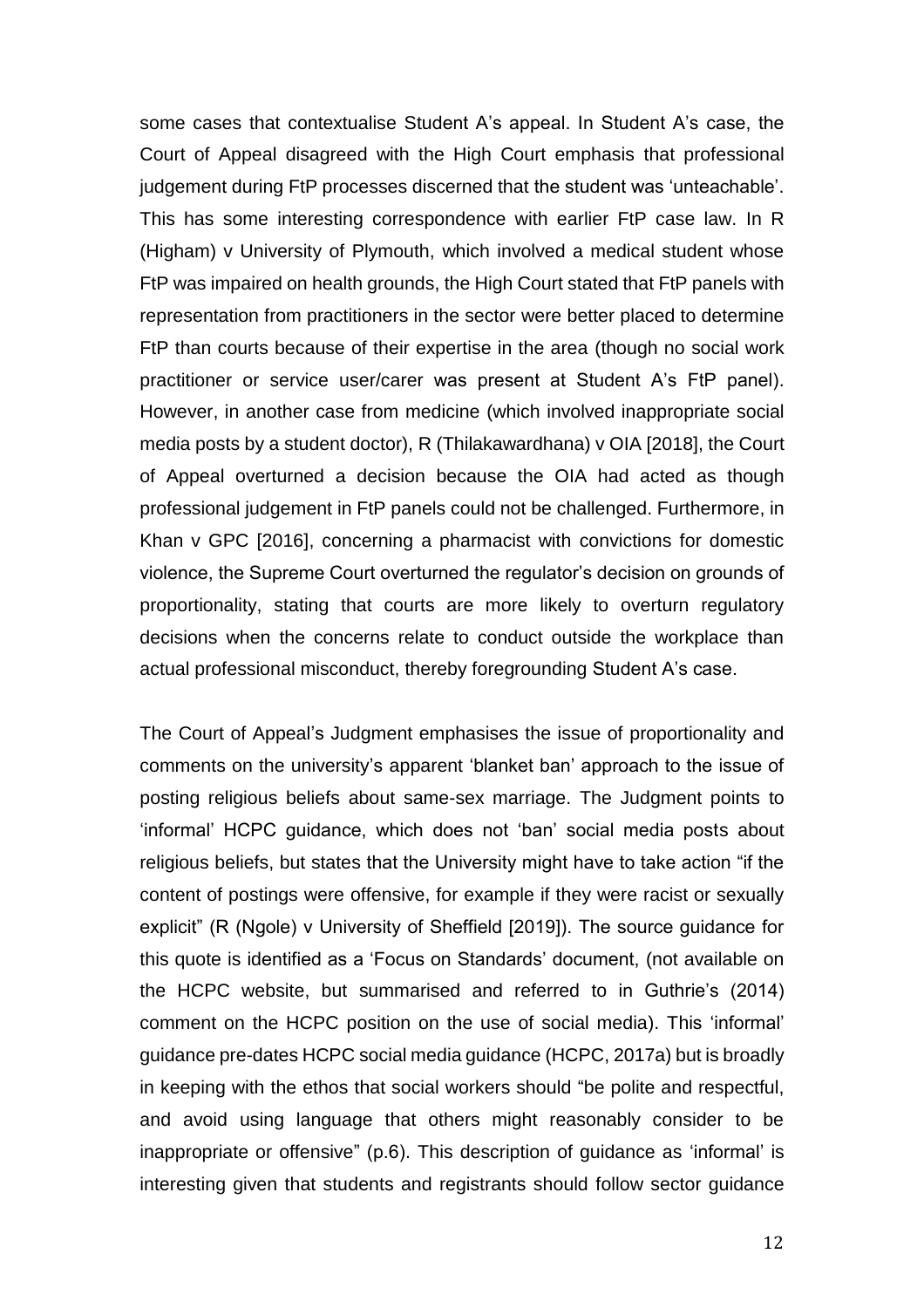some cases that contextualise Student A's appeal. In Student A's case, the Court of Appeal disagreed with the High Court emphasis that professional judgement during FtP processes discerned that the student was 'unteachable'. This has some interesting correspondence with earlier FtP case law. In R (Higham) v University of Plymouth, which involved a medical student whose FtP was impaired on health grounds, the High Court stated that FtP panels with representation from practitioners in the sector were better placed to determine FtP than courts because of their expertise in the area (though no social work practitioner or service user/carer was present at Student A's FtP panel). However, in another case from medicine (which involved inappropriate social media posts by a student doctor), R (Thilakawardhana) v OIA [2018], the Court of Appeal overturned a decision because the OIA had acted as though professional judgement in FtP panels could not be challenged. Furthermore, in Khan v GPC [2016], concerning a pharmacist with convictions for domestic violence, the Supreme Court overturned the regulator's decision on grounds of proportionality, stating that courts are more likely to overturn regulatory decisions when the concerns relate to conduct outside the workplace than actual professional misconduct, thereby foregrounding Student A's case.

The Court of Appeal's Judgment emphasises the issue of proportionality and comments on the university's apparent 'blanket ban' approach to the issue of posting religious beliefs about same-sex marriage. The Judgment points to 'informal' HCPC guidance, which does not 'ban' social media posts about religious beliefs, but states that the University might have to take action "if the content of postings were offensive, for example if they were racist or sexually explicit" (R (Ngole) v University of Sheffield [2019]). The source guidance for this quote is identified as a 'Focus on Standards' document, (not available on the HCPC website, but summarised and referred to in Guthrie's (2014) comment on the HCPC position on the use of social media). This 'informal' guidance pre-dates HCPC social media guidance (HCPC, 2017a) but is broadly in keeping with the ethos that social workers should "be polite and respectful, and avoid using language that others might reasonably consider to be inappropriate or offensive" (p.6). This description of guidance as 'informal' is interesting given that students and registrants should follow sector guidance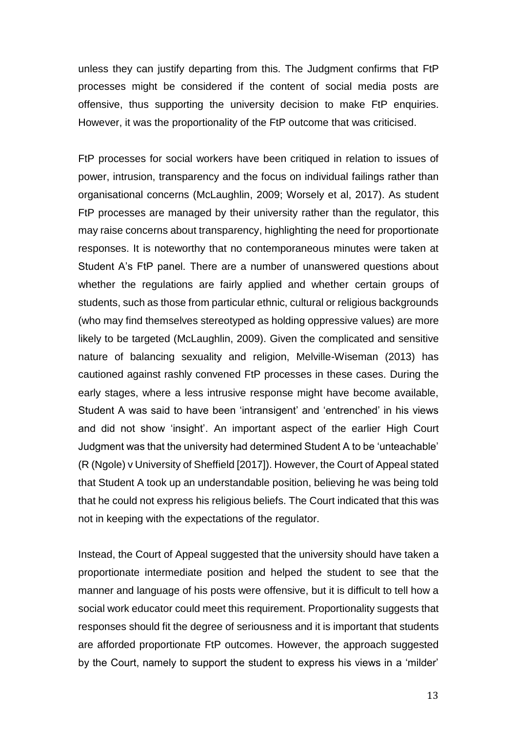unless they can justify departing from this. The Judgment confirms that FtP processes might be considered if the content of social media posts are offensive, thus supporting the university decision to make FtP enquiries. However, it was the proportionality of the FtP outcome that was criticised.

FtP processes for social workers have been critiqued in relation to issues of power, intrusion, transparency and the focus on individual failings rather than organisational concerns (McLaughlin, 2009; Worsely et al, 2017). As student FtP processes are managed by their university rather than the regulator, this may raise concerns about transparency, highlighting the need for proportionate responses. It is noteworthy that no contemporaneous minutes were taken at Student A's FtP panel. There are a number of unanswered questions about whether the regulations are fairly applied and whether certain groups of students, such as those from particular ethnic, cultural or religious backgrounds (who may find themselves stereotyped as holding oppressive values) are more likely to be targeted (McLaughlin, 2009). Given the complicated and sensitive nature of balancing sexuality and religion, Melville-Wiseman (2013) has cautioned against rashly convened FtP processes in these cases. During the early stages, where a less intrusive response might have become available, Student A was said to have been 'intransigent' and 'entrenched' in his views and did not show 'insight'. An important aspect of the earlier High Court Judgment was that the university had determined Student A to be 'unteachable' (R (Ngole) v University of Sheffield [2017]). However, the Court of Appeal stated that Student A took up an understandable position, believing he was being told that he could not express his religious beliefs. The Court indicated that this was not in keeping with the expectations of the regulator.

Instead, the Court of Appeal suggested that the university should have taken a proportionate intermediate position and helped the student to see that the manner and language of his posts were offensive, but it is difficult to tell how a social work educator could meet this requirement. Proportionality suggests that responses should fit the degree of seriousness and it is important that students are afforded proportionate FtP outcomes. However, the approach suggested by the Court, namely to support the student to express his views in a 'milder'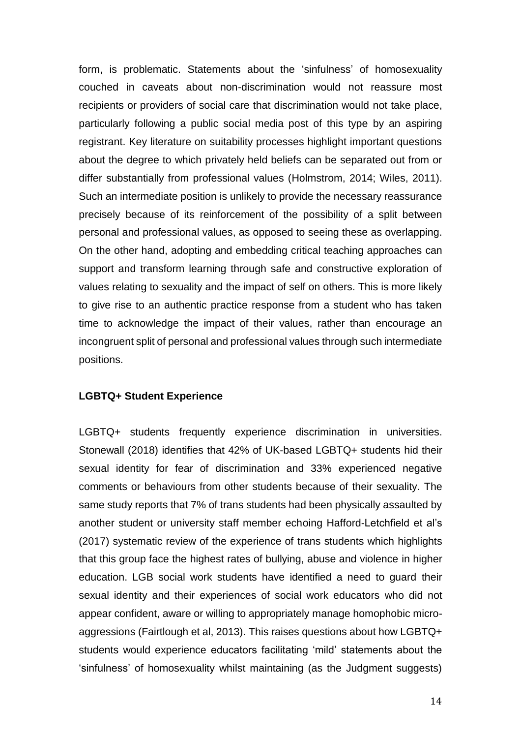form, is problematic. Statements about the 'sinfulness' of homosexuality couched in caveats about non-discrimination would not reassure most recipients or providers of social care that discrimination would not take place, particularly following a public social media post of this type by an aspiring registrant. Key literature on suitability processes highlight important questions about the degree to which privately held beliefs can be separated out from or differ substantially from professional values (Holmstrom, 2014; Wiles, 2011). Such an intermediate position is unlikely to provide the necessary reassurance precisely because of its reinforcement of the possibility of a split between personal and professional values, as opposed to seeing these as overlapping. On the other hand, adopting and embedding critical teaching approaches can support and transform learning through safe and constructive exploration of values relating to sexuality and the impact of self on others. This is more likely to give rise to an authentic practice response from a student who has taken time to acknowledge the impact of their values, rather than encourage an incongruent split of personal and professional values through such intermediate positions.

**LGBTQ+ Student Experience**

LGBTQ+ students frequently experience discrimination in universities. Stonewall (2018) identifies that 42% of UK-based LGBTQ+ students hid their sexual identity for fear of discrimination and 33% experienced negative comments or behaviours from other students because of their sexuality. The same study reports that 7% of trans students had been physically assaulted by another student or university staff member echoing Hafford-Letchfield et al's (2017) systematic review of the experience of trans students which highlights that this group face the highest rates of bullying, abuse and violence in higher education. LGB social work students have identified a need to guard their sexual identity and their experiences of social work educators who did not appear confident, aware or willing to appropriately manage homophobic micro-aggressions (Fairtlough et al, 2013). This raises questions about how LGBTQ+ students would experience educators facilitating 'mild' statements about the 'sinfulness' of homosexuality whilst maintaining (as the Judgment suggests)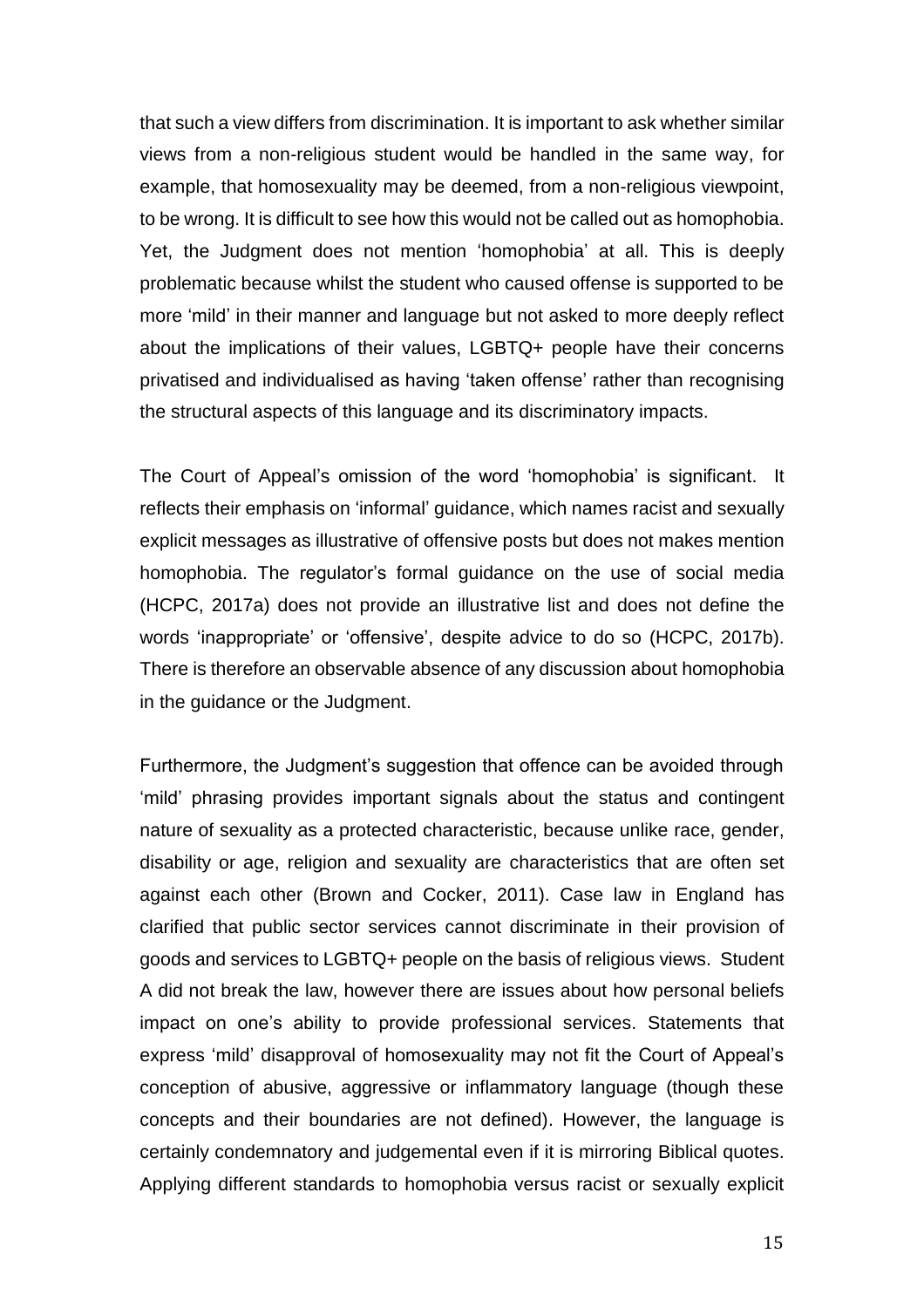that such a view differs from discrimination. It is important to ask whether similar views from a non-religious student would be handled in the same way, for example, that homosexuality may be deemed, from a non-religious viewpoint, to be wrong. It is difficult to see how this would not be called out as homophobia. Yet, the Judgment does not mention 'homophobia' at all. This is deeply problematic because whilst the student who caused offense is supported to be more 'mild' in their manner and language but not asked to more deeply reflect about the implications of their values, LGBTQ+ people have their concerns privatised and individualised as having 'taken offense' rather than recognising the structural aspects of this language and its discriminatory impacts.

The Court of Appeal's omission of the word 'homophobia' is significant. It reflects their emphasis on 'informal' guidance, which names racist and sexually explicit messages as illustrative of offensive posts but does not makes mention homophobia. The regulator's formal guidance on the use of social media (HCPC, 2017a) does not provide an illustrative list and does not define the words 'inappropriate' or 'offensive', despite advice to do so (HCPC, 2017b). There is therefore an observable absence of any discussion about homophobia in the guidance or the Judgment.

Furthermore, the Judgment's suggestion that offence can be avoided through 'mild' phrasing provides important signals about the status and contingent nature of sexuality as a protected characteristic, because unlike race, gender, disability or age, religion and sexuality are characteristics that are often set against each other (Brown and Cocker, 2011). Case law in England has clarified that public sector services cannot discriminate in their provision of goods and services to LGBTQ+ people on the basis of religious views. Student A did not break the law, however there are issues about how personal beliefs impact on one's ability to provide professional services. Statements that express 'mild' disapproval of homosexuality may not fit the Court of Appeal's conception of abusive, aggressive or inflammatory language (though these concepts and their boundaries are not defined). However, the language is certainly condemnatory and judgemental even if it is mirroring Biblical quotes. Applying different standards to homophobia versus racist or sexually explicit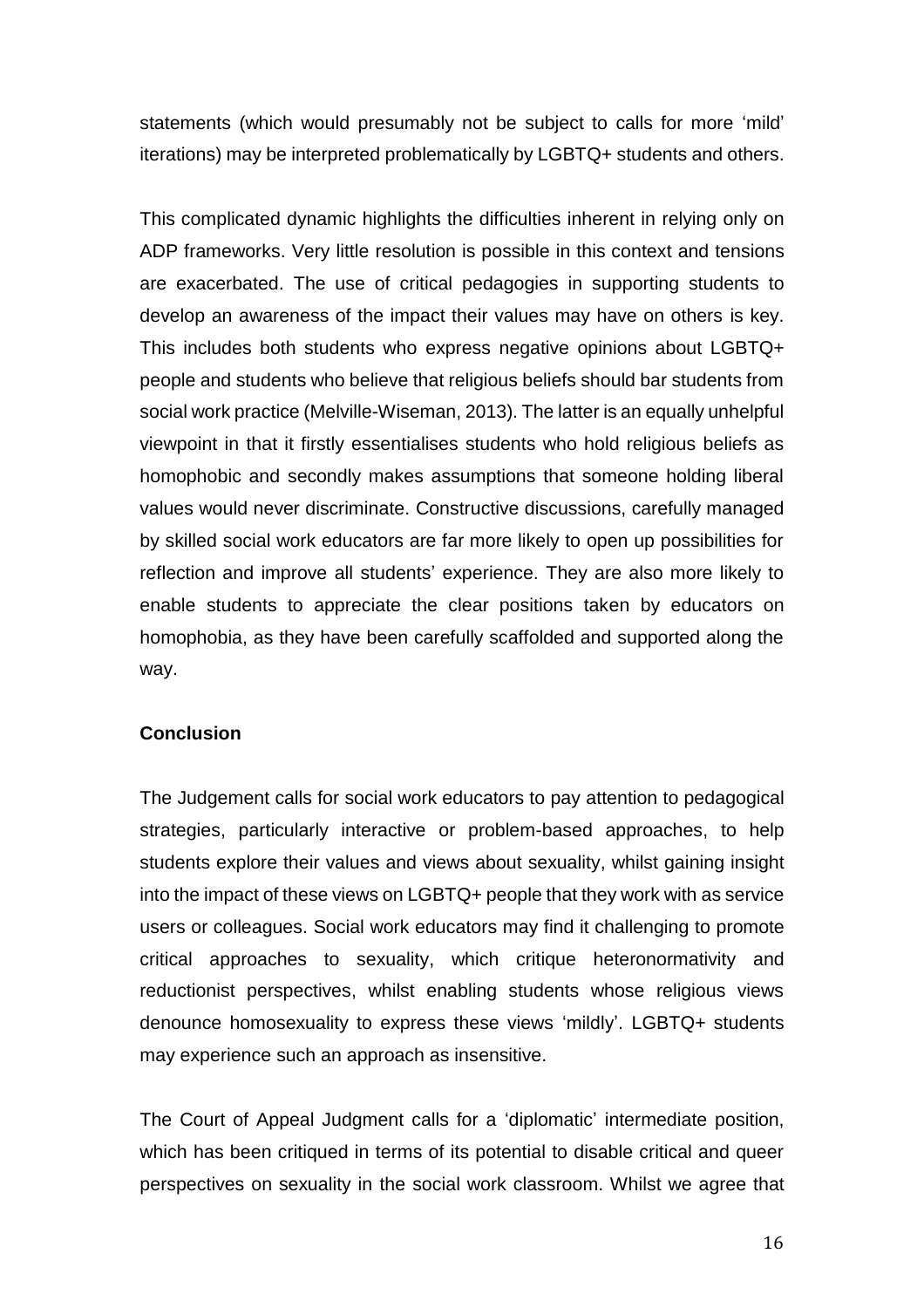statements (which would presumably not be subject to calls for more 'mild' iterations) may be interpreted problematically by LGBTQ+ students and others.

This complicated dynamic highlights the difficulties inherent in relying only on ADP frameworks. Very little resolution is possible in this context and tensions are exacerbated. The use of critical pedagogies in supporting students to develop an awareness of the impact their values may have on others is key. This includes both students who express negative opinions about LGBTQ+ people and students who believe that religious beliefs should bar students from social work practice (Melville-Wiseman, 2013). The latter is an equally unhelpful viewpoint in that it firstly essentialises students who hold religious beliefs as homophobic and secondly makes assumptions that someone holding liberal values would never discriminate. Constructive discussions, carefully managed by skilled social work educators are far more likely to open up possibilities for reflection and improve all students' experience. They are also more likely to enable students to appreciate the clear positions taken by educators on homophobia, as they have been carefully scaffolded and supported along the way.

## Conclusion

The Judgement calls for social work educators to pay attention to pedagogical strategies, particularly interactive or problem-based approaches, to help students explore their values and views about sexuality, whilst gaining insight into the impact of these views on LGBTQ+ people that they work with as service users or colleagues. Social work educators may find it challenging to promote critical approaches to sexuality, which critique heteronormativity and reductionist perspectives, whilst enabling students whose religious views denounce homosexuality to express these views 'mildly'. LGBTQ+ students may experience such an approach as insensitive.

The Court of Appeal Judgment calls for a 'diplomatic' intermediate position, which has been critiqued in terms of its potential to disable critical and queer perspectives on sexuality in the social work classroom. Whilst we agree that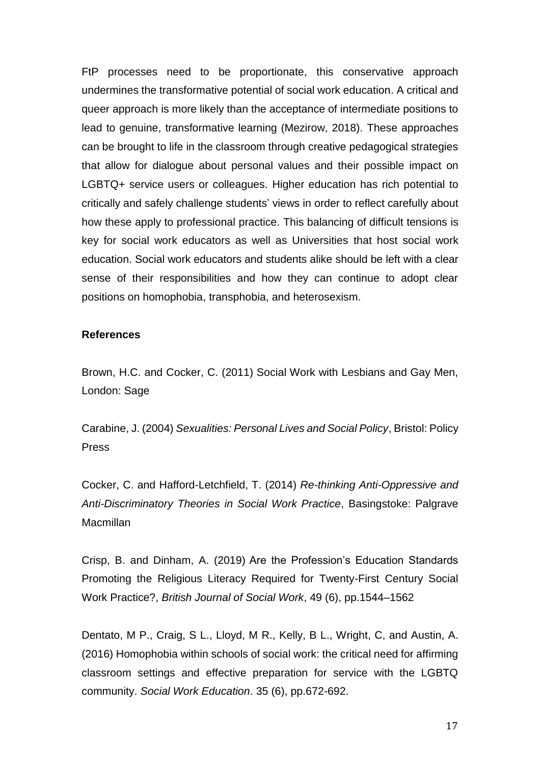FtP processes need to be proportionate, this conservative approach undermines the transformative potential of social work education. A critical and queer approach is more likely than the acceptance of intermediate positions to lead to genuine, transformative learning (Mezirow, 2018). These approaches can be brought to life in the classroom through creative pedagogical strategies that allow for dialogue about personal values and their possible impact on LGBTQ+ service users or colleagues. Higher education has rich potential to critically and safely challenge students' views in order to reflect carefully about how these apply to professional practice. This balancing of difficult tensions is key for social work educators as well as Universities that host social work education. Social work educators and students alike should be left with a clear sense of their responsibilities and how they can continue to adopt clear positions on homophobia, transphobia, and heterosexism.

**References**

Brown, H.C. and Cocker, C. (2011) Social Work with Lesbians and Gay Men, London: Sage

Carabine, J. (2004) *Sexualities: Personal Lives and Social Policy*, Bristol: Policy Press

Cocker, C. and Hafford-Letchfield, T. (2014) *Re-thinking Anti-Oppressive and Anti-Discriminatory Theories in Social Work Practice*, Basingstoke: Palgrave Macmillan

Crisp, B. and Dinham, A. (2019) Are the Profession's Education Standards Promoting the Religious Literacy Required for Twenty-First Century Social Work Practice?, *British Journal of Social Work*, 49 (6), pp.1544–1562

Dentato, M P., Craig, S L., Lloyd, M R., Kelly, B L., Wright, C, and Austin, A. (2016) Homophobia within schools of social work: the critical need for affirming classroom settings and effective preparation for service with the LGBTQ community. *Social Work Education*. 35 (6), pp.672-692.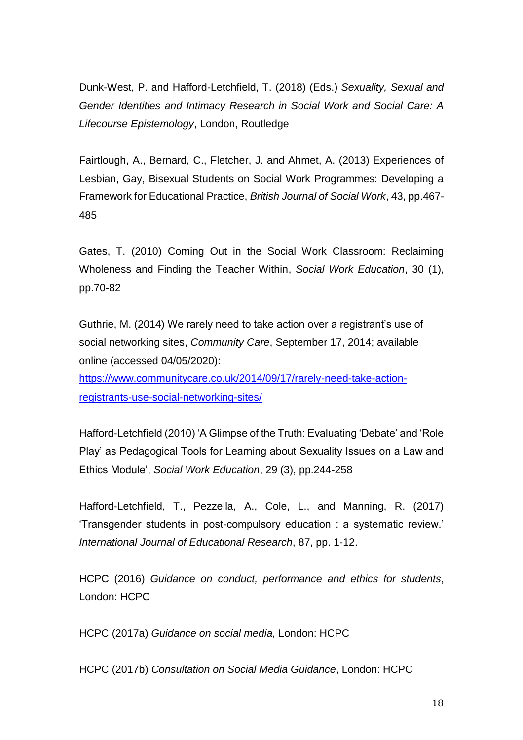Dunk-West, P. and Hafford-Letchfield, T. (2018) (Eds.) *Sexuality, Sexual and Gender Identities and Intimacy Research in Social Work and Social Care: A Lifecourse Epistemology*, London, Routledge

Fairtlough, A., Bernard, C., Fletcher, J. and Ahmet, A. (2013) Experiences of Lesbian, Gay, Bisexual Students on Social Work Programmes: Developing a Framework for Educational Practice, *British Journal of Social Work*, 43, pp.467-485

Gates, T. (2010) Coming Out in the Social Work Classroom: Reclaiming Wholeness and Finding the Teacher Within, *Social Work Education*, 30 (1), pp.70-82

Guthrie, M. (2014) We rarely need to take action over a registrant's use of social networking sites, *Community Care*, September 17, 2014; available online (accessed 04/05/2020): https://www.communitycare.co.uk/2014/09/17/rarely-need-take-action-registrants-use-social-networking-sites/

Hafford-Letchfield (2010) 'A Glimpse of the Truth: Evaluating 'Debate' and 'Role Play' as Pedagogical Tools for Learning about Sexuality Issues on a Law and Ethics Module', *Social Work Education*, 29 (3), pp.244-258

Hafford-Letchfield, T., Pezzella, A., Cole, L., and Manning, R. (2017) 'Transgender students in post-compulsory education : a systematic review.' *International Journal of Educational Research*, 87, pp. 1-12.

HCPC (2016) *Guidance on conduct, performance and ethics for students*, London: HCPC

HCPC (2017a) *Guidance on social media,* London: HCPC

HCPC (2017b) *Consultation on Social Media Guidance*, London: HCPC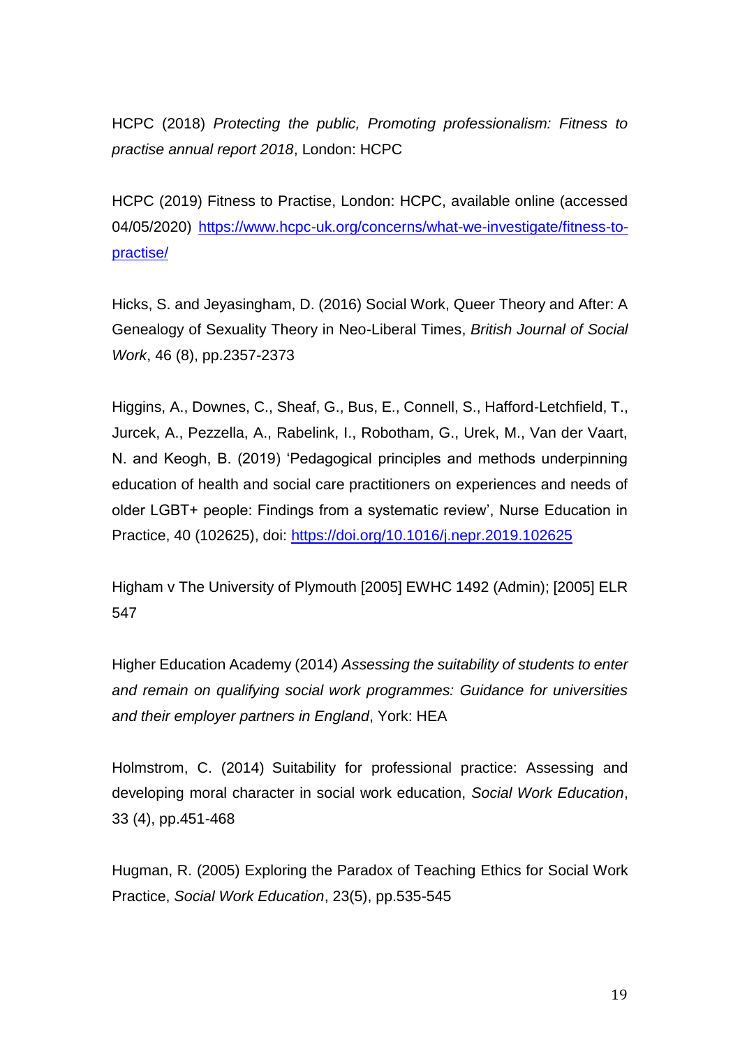HCPC (2018) *Protecting the public, Promoting professionalism: Fitness to practise annual report 2018*, London: HCPC

HCPC (2019) Fitness to Practise, London: HCPC, available online (accessed 04/05/2020) https://www.hcpc-uk.org/concerns/what-we-investigate/fitness-to-practise/

Hicks, S. and Jeyasingham, D. (2016) Social Work, Queer Theory and After: A Genealogy of Sexuality Theory in Neo-Liberal Times, *British Journal of Social Work*, 46 (8), pp.2357-2373

Higgins, A., Downes, C., Sheaf, G., Bus, E., Connell, S., Hafford-Letchfield, T., Jurcek, A., Pezzella, A., Rabelink, I., Robotham, G., Urek, M., Van der Vaart, N. and Keogh, B. (2019) 'Pedagogical principles and methods underpinning education of health and social care practitioners on experiences and needs of older LGBT+ people: Findings from a systematic review', Nurse Education in Practice, 40 (102625), doi: https://doi.org/10.1016/j.nepr.2019.102625

Higham v The University of Plymouth [2005] EWHC 1492 (Admin); [2005] ELR 547

Higher Education Academy (2014) *Assessing the suitability of students to enter and remain on qualifying social work programmes: Guidance for universities and their employer partners in England*, York: HEA

Holmstrom, C. (2014) Suitability for professional practice: Assessing and developing moral character in social work education, *Social Work Education*, 33 (4), pp.451-468

Hugman, R. (2005) Exploring the Paradox of Teaching Ethics for Social Work Practice, *Social Work Education*, 23(5), pp.535-545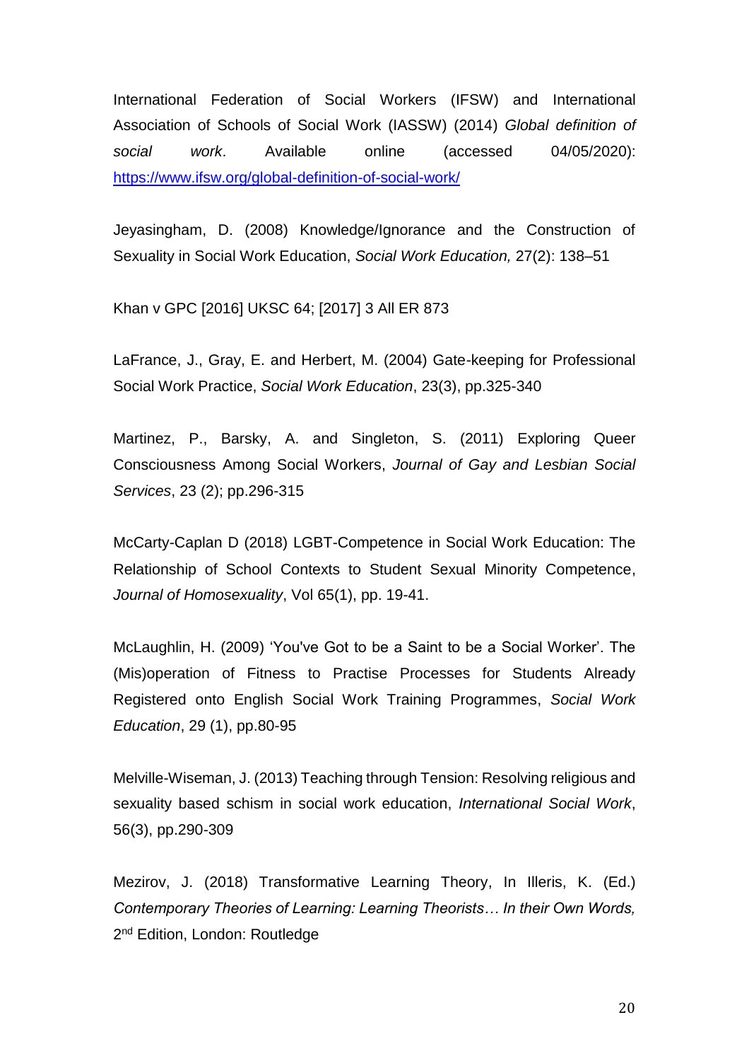International Federation of Social Workers (IFSW) and International Association of Schools of Social Work (IASSW) (2014) *Global definition of social work*. Available online (accessed 04/05/2020): https://www.ifsw.org/global-definition-of-social-work/

Jeyasingham, D. (2008) Knowledge/Ignorance and the Construction of Sexuality in Social Work Education, *Social Work Education,* 27(2): 138–51

Khan v GPC [2016] UKSC 64; [2017] 3 All ER 873

LaFrance, J., Gray, E. and Herbert, M. (2004) Gate-keeping for Professional Social Work Practice, *Social Work Education*, 23(3), pp.325-340

Martinez, P., Barsky, A. and Singleton, S. (2011) Exploring Queer Consciousness Among Social Workers, *Journal of Gay and Lesbian Social Services*, 23 (2); pp.296-315

McCarty-Caplan D (2018) LGBT-Competence in Social Work Education: The Relationship of School Contexts to Student Sexual Minority Competence, *Journal of Homosexuality*, Vol 65(1), pp. 19-41.

McLaughlin, H. (2009) 'You've Got to be a Saint to be a Social Worker'. The (Mis)operation of Fitness to Practise Processes for Students Already Registered onto English Social Work Training Programmes, *Social Work Education*, 29 (1), pp.80-95

Melville-Wiseman, J. (2013) Teaching through Tension: Resolving religious and sexuality based schism in social work education, *International Social Work*, 56(3), pp.290-309

Mezirov, J. (2018) Transformative Learning Theory, In Illeris, K. (Ed.) *Contemporary Theories of Learning: Learning Theorists… In their Own Words,* 2nd Edition, London: Routledge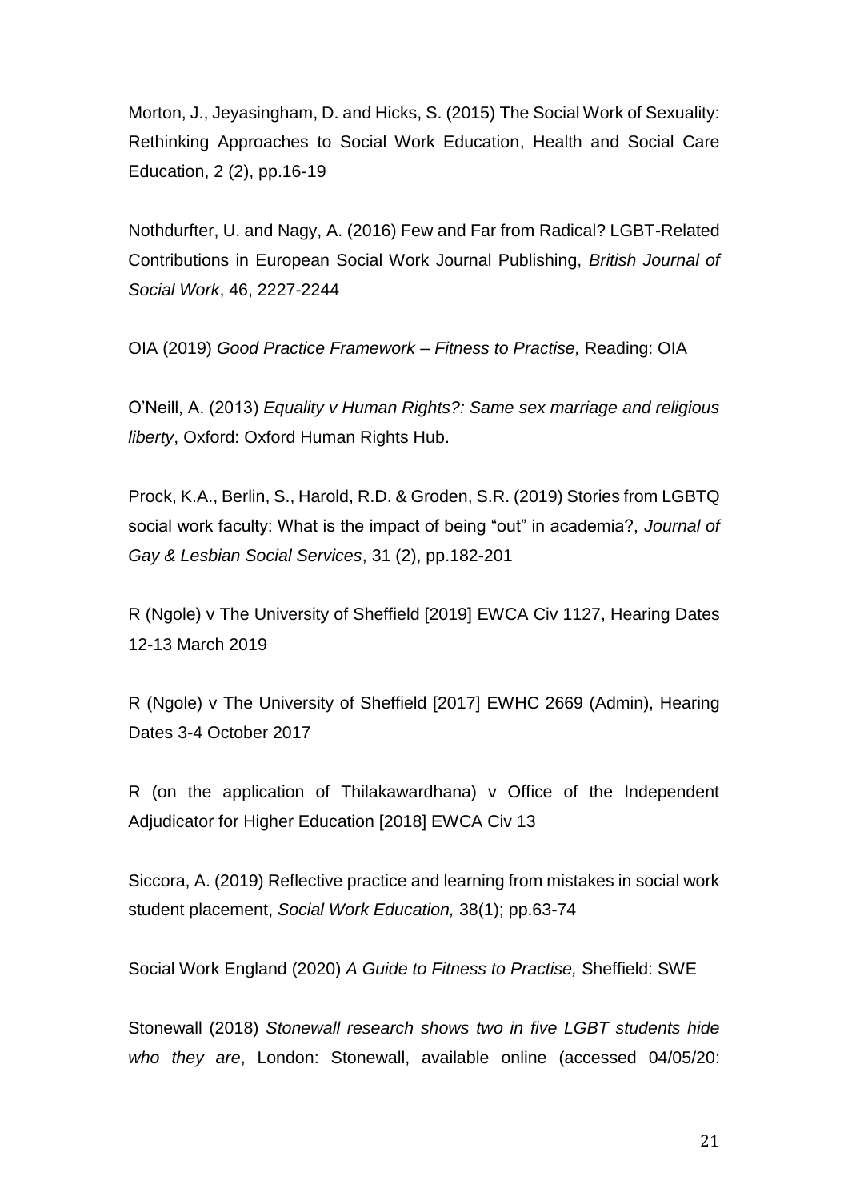Morton, J., Jeyasingham, D. and Hicks, S. (2015) The Social Work of Sexuality: Rethinking Approaches to Social Work Education, Health and Social Care Education, 2 (2), pp.16-19

Nothdurfter, U. and Nagy, A. (2016) Few and Far from Radical? LGBT-Related Contributions in European Social Work Journal Publishing, *British Journal of Social Work*, 46, 2227-2244

OIA (2019) *Good Practice Framework – Fitness to Practise,* Reading: OIA

O'Neill, A. (2013) *Equality v Human Rights?: Same sex marriage and religious liberty*, Oxford: Oxford Human Rights Hub.

Prock, K.A., Berlin, S., Harold, R.D. & Groden, S.R. (2019) Stories from LGBTQ social work faculty: What is the impact of being "out" in academia?, *Journal of Gay & Lesbian Social Services*, 31 (2), pp.182-201

R (Ngole) v The University of Sheffield [2019] EWCA Civ 1127, Hearing Dates 12-13 March 2019

R (Ngole) v The University of Sheffield [2017] EWHC 2669 (Admin), Hearing Dates 3-4 October 2017

R (on the application of Thilakawardhana) v Office of the Independent Adjudicator for Higher Education [2018] EWCA Civ 13

Siccora, A. (2019) Reflective practice and learning from mistakes in social work student placement, *Social Work Education,* 38(1); pp.63-74

Social Work England (2020) *A Guide to Fitness to Practise,* Sheffield: SWE

Stonewall (2018) *Stonewall research shows two in five LGBT students hide who they are*, London: Stonewall, available online (accessed 04/05/20: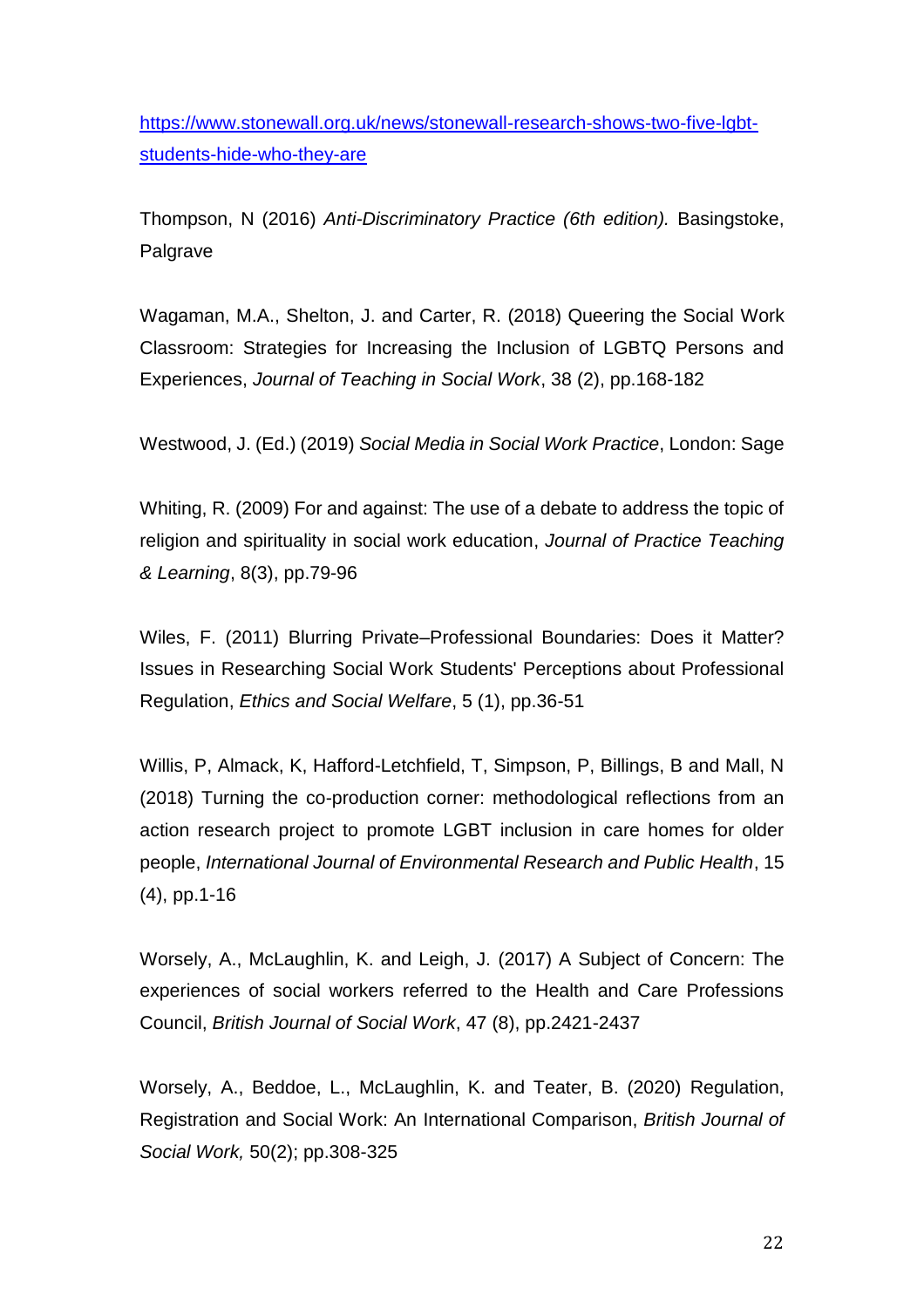https://www.stonewall.org.uk/news/stonewall-research-shows-two-five-lgbt-students-hide-who-they-are

Thompson, N (2016) *Anti-Discriminatory Practice (6th edition).* Basingstoke, Palgrave

Wagaman, M.A., Shelton, J. and Carter, R. (2018) Queering the Social Work Classroom: Strategies for Increasing the Inclusion of LGBTQ Persons and Experiences, *Journal of Teaching in Social Work*, 38 (2), pp.168-182

Westwood, J. (Ed.) (2019) *Social Media in Social Work Practice*, London: Sage

Whiting, R. (2009) For and against: The use of a debate to address the topic of religion and spirituality in social work education, *Journal of Practice Teaching & Learning*, 8(3), pp.79-96

Wiles, F. (2011) Blurring Private–Professional Boundaries: Does it Matter? Issues in Researching Social Work Students' Perceptions about Professional Regulation, *Ethics and Social Welfare*, 5 (1), pp.36-51

Willis, P, Almack, K, Hafford-Letchfield, T, Simpson, P, Billings, B and Mall, N (2018) Turning the co-production corner: methodological reflections from an action research project to promote LGBT inclusion in care homes for older people, *International Journal of Environmental Research and Public Health*, 15 (4), pp.1-16

Worsely, A., McLaughlin, K. and Leigh, J. (2017) A Subject of Concern: The experiences of social workers referred to the Health and Care Professions Council, *British Journal of Social Work*, 47 (8), pp.2421-2437

Worsely, A., Beddoe, L., McLaughlin, K. and Teater, B. (2020) Regulation, Registration and Social Work: An International Comparison, *British Journal of Social Work,* 50(2); pp.308-325